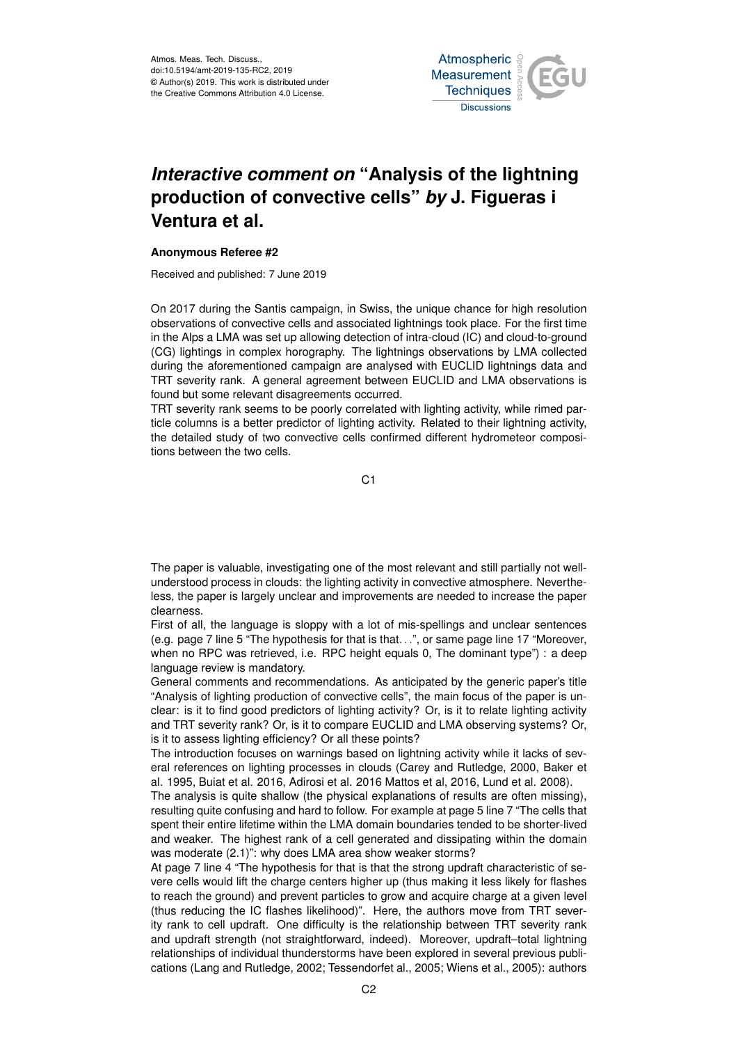# *Interactive comment on* "Analysis of the lightning production of convective cells" *by* J. Figueras i Ventura et al.

**Anonymous Referee #2**

Received and published: 7 June 2019

On 2017 during the Santis campaign, in Swiss, the unique chance for high resolution observations of convective cells and associated lightnings took place. For the first time in the Alps a LMA was set up allowing detection of intra-cloud (IC) and cloud-to-ground (CG) lightings in complex horography. The lightnings observations by LMA collected during the aforementioned campaign are analysed with EUCLID lightnings data and TRT severity rank. A general agreement between EUCLID and LMA observations is found but some relevant disagreements occurred.

TRT severity rank seems to be poorly correlated with lighting activity, while rimed particle columns is a better predictor of lighting activity. Related to their lightning activity, the detailed study of two convective cells confirmed different hydrometeor compositions between the two cells.

The paper is valuable, investigating one of the most relevant and still partially not well-understood process in clouds: the lighting activity in convective atmosphere. Nevertheless, the paper is largely unclear and improvements are needed to increase the paper clearness.

First of all, the language is sloppy with a lot of mis-spellings and unclear sentences (e.g. page 7 line 5 "The hypothesis for that is that…", or same page line 17 "Moreover, when no RPC was retrieved, i.e. RPC height equals 0, The dominant type") : a deep language review is mandatory.

General comments and recommendations. As anticipated by the generic paper's title "Analysis of lighting production of convective cells", the main focus of the paper is unclear: is it to find good predictors of lighting activity? Or, is it to relate lighting activity and TRT severity rank? Or, is it to compare EUCLID and LMA observing systems? Or, is it to assess lighting efficiency? Or all these points?

The introduction focuses on warnings based on lightning activity while it lacks of several references on lighting processes in clouds (Carey and Rutledge, 2000, Baker et al. 1995, Buiat et al. 2016, Adirosi et al. 2016 Mattos et al, 2016, Lund et al. 2008).

The analysis is quite shallow (the physical explanations of results are often missing), resulting quite confusing and hard to follow. For example at page 5 line 7 "The cells that spent their entire lifetime within the LMA domain boundaries tended to be shorter-lived and weaker. The highest rank of a cell generated and dissipating within the domain was moderate (2.1)": why does LMA area show weaker storms?

At page 7 line 4 "The hypothesis for that is that the strong updraft characteristic of severe cells would lift the charge centers higher up (thus making it less likely for flashes to reach the ground) and prevent particles to grow and acquire charge at a given level (thus reducing the IC flashes likelihood)". Here, the authors move from TRT severity rank to cell updraft. One difficulty is the relationship between TRT severity rank and updraft strength (not straightforward, indeed). Moreover, updraft–total lightning relationships of individual thunderstorms have been explored in several previous publications (Lang and Rutledge, 2002; Tessendorfet al., 2005; Wiens et al., 2005): authors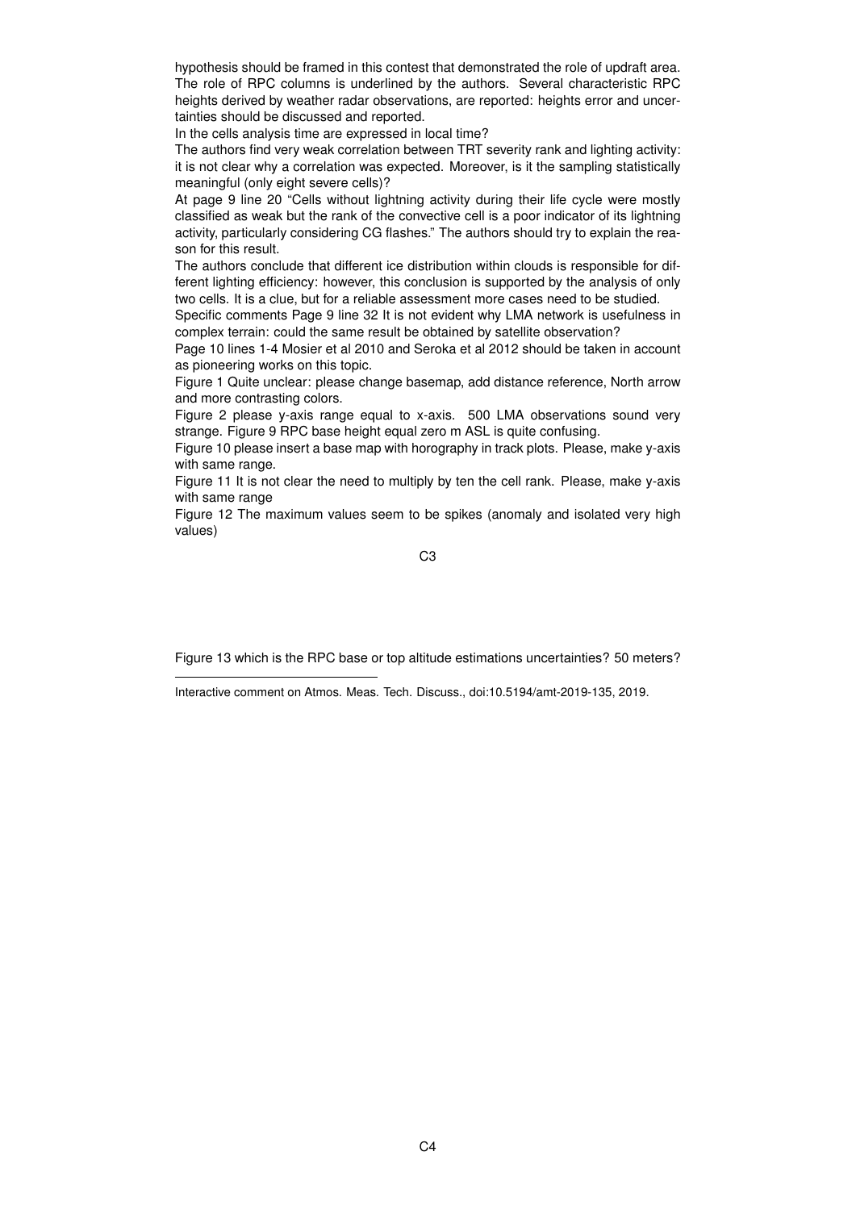hypothesis should be framed in this contest that demonstrated the role of updraft area. The role of RPC columns is underlined by the authors. Several characteristic RPC heights derived by weather radar observations, are reported: heights error and uncertainties should be discussed and reported.

In the cells analysis time are expressed in local time?

The authors find very weak correlation between TRT severity rank and lighting activity: it is not clear why a correlation was expected. Moreover, is it the sampling statistically meaningful (only eight severe cells)?

At page 9 line 20 "Cells without lightning activity during their life cycle were mostly classified as weak but the rank of the convective cell is a poor indicator of its lightning activity, particularly considering CG flashes." The authors should try to explain the reason for this result.

The authors conclude that different ice distribution within clouds is responsible for different lighting efficiency: however, this conclusion is supported by the analysis of only two cells. It is a clue, but for a reliable assessment more cases need to be studied.

Specific comments Page 9 line 32 It is not evident why LMA network is usefulness in complex terrain: could the same result be obtained by satellite observation?

Page 10 lines 1-4 Mosier et al 2010 and Seroka et al 2012 should be taken in account as pioneering works on this topic.

Figure 1 Quite unclear: please change basemap, add distance reference, North arrow and more contrasting colors.

Figure 2 please y-axis range equal to x-axis. 500 LMA observations sound very strange. Figure 9 RPC base height equal zero m ASL is quite confusing.

Figure 10 please insert a base map with horography in track plots. Please, make y-axis with same range.

Figure 11 It is not clear the need to multiply by ten the cell rank. Please, make y-axis with same range

Figure 12 The maximum values seem to be spikes (anomaly and isolated very high values)

Figure 13 which is the RPC base or top altitude estimations uncertainties? 50 meters?

---

Interactive comment on Atmos. Meas. Tech. Discuss., doi:10.5194/amt-2019-135, 2019.